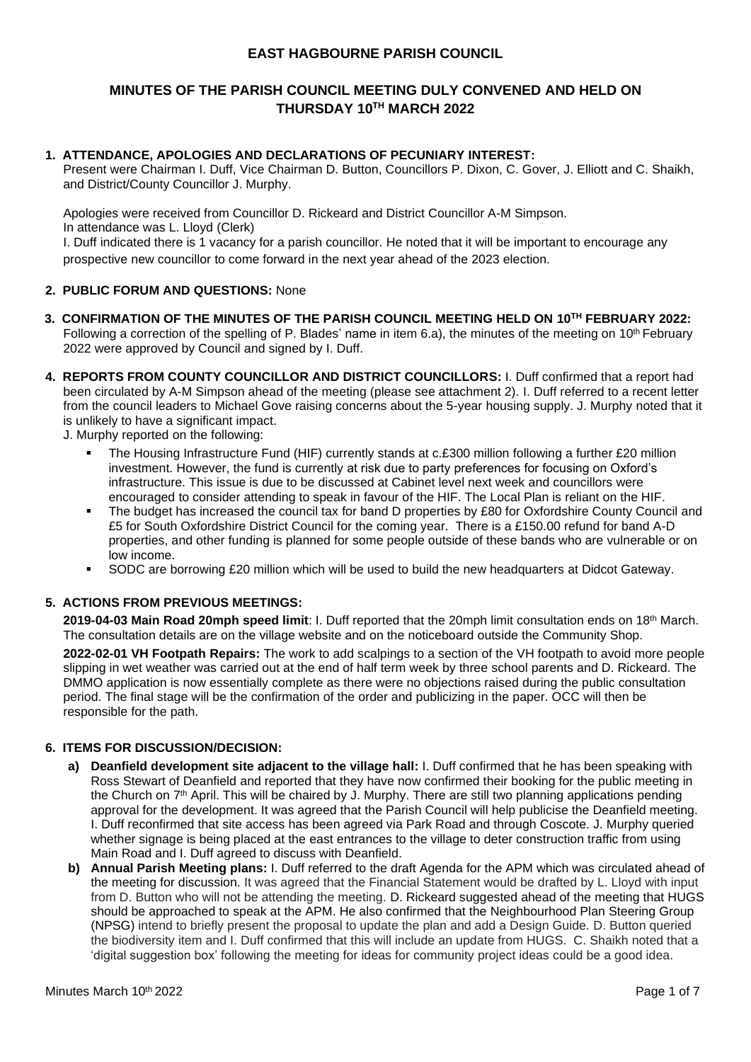# EAST HAGBOURNE PARISH COUNCIL

## MINUTES OF THE PARISH COUNCIL MEETING DULY CONVENED AND HELD ON THURSDAY 10TH MARCH 2022

**1. ATTENDANCE, APOLOGIES AND DECLARATIONS OF PECUNIARY INTEREST:**

Present were Chairman I. Duff, Vice Chairman D. Button, Councillors P. Dixon, C. Gover, J. Elliott and C. Shaikh, and District/County Councillor J. Murphy.

Apologies were received from Councillor D. Rickeard and District Councillor A-M Simpson.
In attendance was L. Lloyd (Clerk)
I. Duff indicated there is 1 vacancy for a parish councillor. He noted that it will be important to encourage any prospective new councillor to come forward in the next year ahead of the 2023 election.

**2. PUBLIC FORUM AND QUESTIONS:** None

**3. CONFIRMATION OF THE MINUTES OF THE PARISH COUNCIL MEETING HELD ON 10TH FEBRUARY 2022:**
Following a correction of the spelling of P. Blades' name in item 6.a), the minutes of the meeting on 10th February 2022 were approved by Council and signed by I. Duff.

**4. REPORTS FROM COUNTY COUNCILLOR AND DISTRICT COUNCILLORS:** I. Duff confirmed that a report had been circulated by A-M Simpson ahead of the meeting (please see attachment 2). I. Duff referred to a recent letter from the council leaders to Michael Gove raising concerns about the 5-year housing supply. J. Murphy noted that it is unlikely to have a significant impact.

J. Murphy reported on the following:

- The Housing Infrastructure Fund (HIF) currently stands at c.£300 million following a further £20 million investment. However, the fund is currently at risk due to party preferences for focusing on Oxford's infrastructure. This issue is due to be discussed at Cabinet level next week and councillors were encouraged to consider attending to speak in favour of the HIF. The Local Plan is reliant on the HIF.
- The budget has increased the council tax for band D properties by £80 for Oxfordshire County Council and £5 for South Oxfordshire District Council for the coming year. There is a £150.00 refund for band A-D properties, and other funding is planned for some people outside of these bands who are vulnerable or on low income.
- SODC are borrowing £20 million which will be used to build the new headquarters at Didcot Gateway.

**5. ACTIONS FROM PREVIOUS MEETINGS:**

**2019-04-03 Main Road 20mph speed limit**: I. Duff reported that the 20mph limit consultation ends on 18th March. The consultation details are on the village website and on the noticeboard outside the Community Shop.

**2022-02-01 VH Footpath Repairs:** The work to add scalpings to a section of the VH footpath to avoid more people slipping in wet weather was carried out at the end of half term week by three school parents and D. Rickeard. The DMMO application is now essentially complete as there were no objections raised during the public consultation period. The final stage will be the confirmation of the order and publicizing in the paper. OCC will then be responsible for the path.

**6. ITEMS FOR DISCUSSION/DECISION:**

a) **Deanfield development site adjacent to the village hall:** I. Duff confirmed that he has been speaking with Ross Stewart of Deanfield and reported that they have now confirmed their booking for the public meeting in the Church on 7th April. This will be chaired by J. Murphy. There are still two planning applications pending approval for the development. It was agreed that the Parish Council will help publicise the Deanfield meeting. I. Duff reconfirmed that site access has been agreed via Park Road and through Coscote. J. Murphy queried whether signage is being placed at the east entrances to the village to deter construction traffic from using Main Road and I. Duff agreed to discuss with Deanfield.

b) **Annual Parish Meeting plans:** I. Duff referred to the draft Agenda for the APM which was circulated ahead of the meeting for discussion. It was agreed that the Financial Statement would be drafted by L. Lloyd with input from D. Button who will not be attending the meeting. D. Rickeard suggested ahead of the meeting that HUGS should be approached to speak at the APM. He also confirmed that the Neighbourhood Plan Steering Group (NPSG) intend to briefly present the proposal to update the plan and add a Design Guide. D. Button queried the biodiversity item and I. Duff confirmed that this will include an update from HUGS. C. Shaikh noted that a 'digital suggestion box' following the meeting for ideas for community project ideas could be a good idea.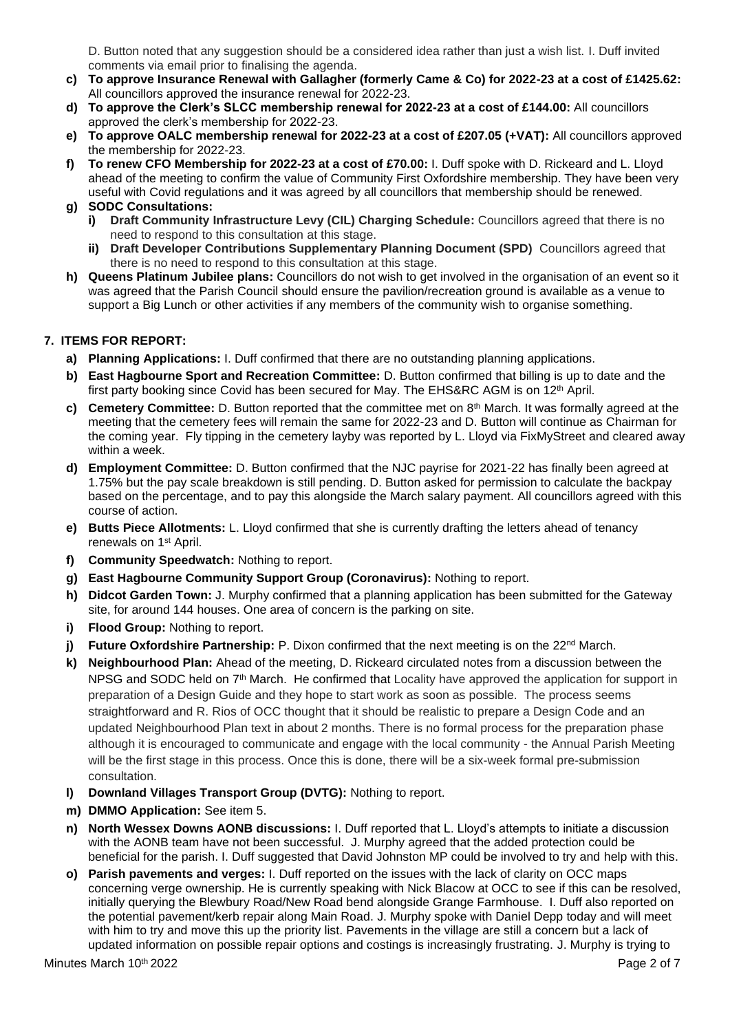D. Button noted that any suggestion should be a considered idea rather than just a wish list. I. Duff invited comments via email prior to finalising the agenda.

- **c) To approve Insurance Renewal with Gallagher (formerly Came & Co) for 2022-23 at a cost of £1425.62:** All councillors approved the insurance renewal for 2022-23.
- **d) To approve the Clerk's SLCC membership renewal for 2022-23 at a cost of £144.00:** All councillors approved the clerk's membership for 2022-23.
- **e) To approve OALC membership renewal for 2022-23 at a cost of £207.05 (+VAT):** All councillors approved the membership for 2022-23.
- **f) To renew CFO Membership for 2022-23 at a cost of £70.00:** I. Duff spoke with D. Rickeard and L. Lloyd ahead of the meeting to confirm the value of Community First Oxfordshire membership. They have been very useful with Covid regulations and it was agreed by all councillors that membership should be renewed.
- **g) SODC Consultations:**
  - **i) Draft Community Infrastructure Levy (CIL) Charging Schedule:** Councillors agreed that there is no need to respond to this consultation at this stage.
  - **ii) Draft Developer Contributions Supplementary Planning Document (SPD)** Councillors agreed that there is no need to respond to this consultation at this stage.
- **h) Queens Platinum Jubilee plans:** Councillors do not wish to get involved in the organisation of an event so it was agreed that the Parish Council should ensure the pavilion/recreation ground is available as a venue to support a Big Lunch or other activities if any members of the community wish to organise something.

## 7. ITEMS FOR REPORT:

- **a) Planning Applications:** I. Duff confirmed that there are no outstanding planning applications.
- **b) East Hagbourne Sport and Recreation Committee:** D. Button confirmed that billing is up to date and the first party booking since Covid has been secured for May. The EHS&RC AGM is on 12th April.
- **c) Cemetery Committee:** D. Button reported that the committee met on 8th March. It was formally agreed at the meeting that the cemetery fees will remain the same for 2022-23 and D. Button will continue as Chairman for the coming year. Fly tipping in the cemetery layby was reported by L. Lloyd via FixMyStreet and cleared away within a week.
- **d) Employment Committee:** D. Button confirmed that the NJC payrise for 2021-22 has finally been agreed at 1.75% but the pay scale breakdown is still pending. D. Button asked for permission to calculate the backpay based on the percentage, and to pay this alongside the March salary payment. All councillors agreed with this course of action.
- **e) Butts Piece Allotments:** L. Lloyd confirmed that she is currently drafting the letters ahead of tenancy renewals on 1st April.
- **f) Community Speedwatch:** Nothing to report.
- **g) East Hagbourne Community Support Group (Coronavirus):** Nothing to report.
- **h) Didcot Garden Town:** J. Murphy confirmed that a planning application has been submitted for the Gateway site, for around 144 houses. One area of concern is the parking on site.
- **i) Flood Group:** Nothing to report.
- **j) Future Oxfordshire Partnership:** P. Dixon confirmed that the next meeting is on the 22nd March.
- **k) Neighbourhood Plan:** Ahead of the meeting, D. Rickeard circulated notes from a discussion between the NPSG and SODC held on 7th March. He confirmed that Locality have approved the application for support in preparation of a Design Guide and they hope to start work as soon as possible. The process seems straightforward and R. Rios of OCC thought that it should be realistic to prepare a Design Code and an updated Neighbourhood Plan text in about 2 months. There is no formal process for the preparation phase although it is encouraged to communicate and engage with the local community - the Annual Parish Meeting will be the first stage in this process. Once this is done, there will be a six-week formal pre-submission consultation.
- **l) Downland Villages Transport Group (DVTG):** Nothing to report.
- **m) DMMO Application:** See item 5.
- **n) North Wessex Downs AONB discussions:** I. Duff reported that L. Lloyd's attempts to initiate a discussion with the AONB team have not been successful. J. Murphy agreed that the added protection could be beneficial for the parish. I. Duff suggested that David Johnston MP could be involved to try and help with this.
- **o) Parish pavements and verges:** I. Duff reported on the issues with the lack of clarity on OCC maps concerning verge ownership. He is currently speaking with Nick Blacow at OCC to see if this can be resolved, initially querying the Blewbury Road/New Road bend alongside Grange Farmhouse. I. Duff also reported on the potential pavement/kerb repair along Main Road. J. Murphy spoke with Daniel Depp today and will meet with him to try and move this up the priority list. Pavements in the village are still a concern but a lack of updated information on possible repair options and costings is increasingly frustrating. J. Murphy is trying to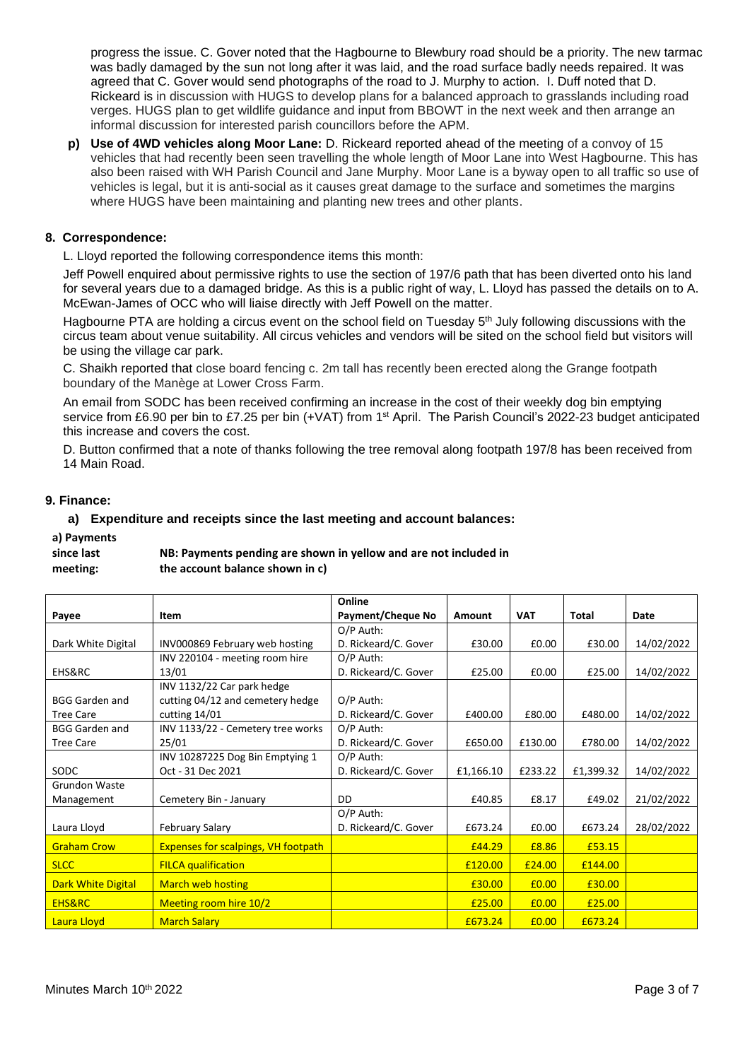progress the issue. C. Gover noted that the Hagbourne to Blewbury road should be a priority. The new tarmac was badly damaged by the sun not long after it was laid, and the road surface badly needs repaired. It was agreed that C. Gover would send photographs of the road to J. Murphy to action. I. Duff noted that D. Rickeard is in discussion with HUGS to develop plans for a balanced approach to grasslands including road verges. HUGS plan to get wildlife guidance and input from BBOWT in the next week and then arrange an informal discussion for interested parish councillors before the APM.

**p) Use of 4WD vehicles along Moor Lane:** D. Rickeard reported ahead of the meeting of a convoy of 15 vehicles that had recently been seen travelling the whole length of Moor Lane into West Hagbourne. This has also been raised with WH Parish Council and Jane Murphy. Moor Lane is a byway open to all traffic so use of vehicles is legal, but it is anti-social as it causes great damage to the surface and sometimes the margins where HUGS have been maintaining and planting new trees and other plants.

## 8. Correspondence:

L. Lloyd reported the following correspondence items this month:

Jeff Powell enquired about permissive rights to use the section of 197/6 path that has been diverted onto his land for several years due to a damaged bridge. As this is a public right of way, L. Lloyd has passed the details on to A. McEwan-James of OCC who will liaise directly with Jeff Powell on the matter.

Hagbourne PTA are holding a circus event on the school field on Tuesday 5th July following discussions with the circus team about venue suitability. All circus vehicles and vendors will be sited on the school field but visitors will be using the village car park.

C. Shaikh reported that close board fencing c. 2m tall has recently been erected along the Grange footpath boundary of the Manège at Lower Cross Farm.

An email from SODC has been received confirming an increase in the cost of their weekly dog bin emptying service from £6.90 per bin to £7.25 per bin (+VAT) from 1st April. The Parish Council's 2022-23 budget anticipated this increase and covers the cost.

D. Button confirmed that a note of thanks following the tree removal along footpath 197/8 has been received from 14 Main Road.

## 9. Finance:

### a) Expenditure and receipts since the last meeting and account balances:

**a) Payments since last meeting:** **NB: Payments pending are shown in yellow and are not included in the account balance shown in c)**

| Payee | Item | Online Payment/Cheque No | Amount | VAT | Total | Date |
|---|---|---|---|---|---|---|
| Dark White Digital | INV000869 February web hosting | O/P Auth: D. Rickeard/C. Gover | £30.00 | £0.00 | £30.00 | 14/02/2022 |
| EHS&RC | INV 220104 - meeting room hire 13/01 | O/P Auth: D. Rickeard/C. Gover | £25.00 | £0.00 | £25.00 | 14/02/2022 |
| BGG Garden and Tree Care | INV 1132/22 Car park hedge cutting 04/12 and cemetery hedge cutting 14/01 | O/P Auth: D. Rickeard/C. Gover | £400.00 | £80.00 | £480.00 | 14/02/2022 |
| BGG Garden and Tree Care | INV 1133/22 - Cemetery tree works 25/01 | O/P Auth: D. Rickeard/C. Gover | £650.00 | £130.00 | £780.00 | 14/02/2022 |
| SODC | INV 10287225 Dog Bin Emptying 1 Oct - 31 Dec 2021 | O/P Auth: D. Rickeard/C. Gover | £1,166.10 | £233.22 | £1,399.32 | 14/02/2022 |
| Grundon Waste Management | Cemetery Bin - January | DD | £40.85 | £8.17 | £49.02 | 21/02/2022 |
| Laura Lloyd | February Salary | O/P Auth: D. Rickeard/C. Gover | £673.24 | £0.00 | £673.24 | 28/02/2022 |
| Graham Crow | Expenses for scalpings, VH footpath | | £44.29 | £8.86 | £53.15 | |
| SLCC | FILCA qualification | | £120.00 | £24.00 | £144.00 | |
| Dark White Digital | March web hosting | | £30.00 | £0.00 | £30.00 | |
| EHS&RC | Meeting room hire 10/2 | | £25.00 | £0.00 | £25.00 | |
| Laura Lloyd | March Salary | | £673.24 | £0.00 | £673.24 | |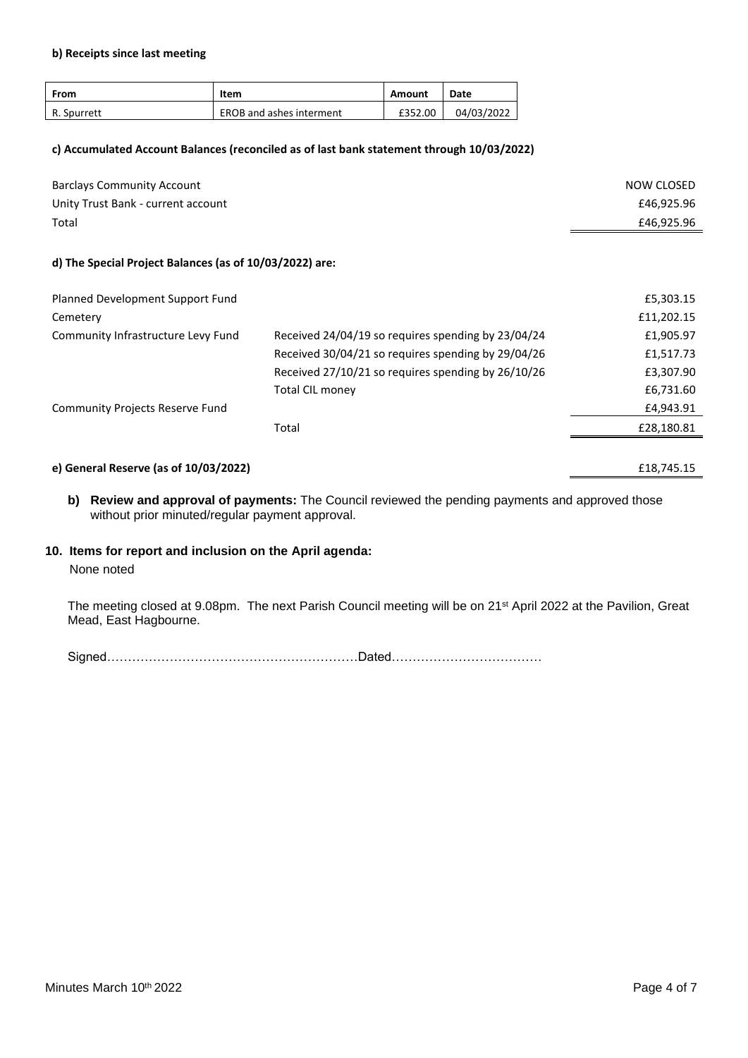**b) Receipts since last meeting**

| From | Item | Amount | Date |
|---|---|---|---|
| R. Spurrett | EROB and ashes interment | £352.00 | 04/03/2022 |

**c) Accumulated Account Balances (reconciled as of last bank statement through 10/03/2022)**

| | |
|---|---|
| Barclays Community Account | NOW CLOSED |
| Unity Trust Bank - current account | £46,925.96 |
| Total | £46,925.96 |

**d) The Special Project Balances (as of 10/03/2022) are:**

| | | |
|---|---|---|
| Planned Development Support Fund | | £5,303.15 |
| Cemetery | | £11,202.15 |
| Community Infrastructure Levy Fund | Received 24/04/19 so requires spending by 23/04/24 | £1,905.97 |
| | Received 30/04/21 so requires spending by 29/04/26 | £1,517.73 |
| | Received 27/10/21 so requires spending by 26/10/26 | £3,307.90 |
| | Total CIL money | £6,731.60 |
| Community Projects Reserve Fund | | £4,943.91 |
| | Total | £28,180.81 |

**e) General Reserve (as of 10/03/2022)** £18,745.15

**b) Review and approval of payments:** The Council reviewed the pending payments and approved those without prior minuted/regular payment approval.

**10. Items for report and inclusion on the April agenda:**

None noted

The meeting closed at 9.08pm. The next Parish Council meeting will be on 21st April 2022 at the Pavilion, Great Mead, East Hagbourne.

Signed……………………………………………………Dated………………………………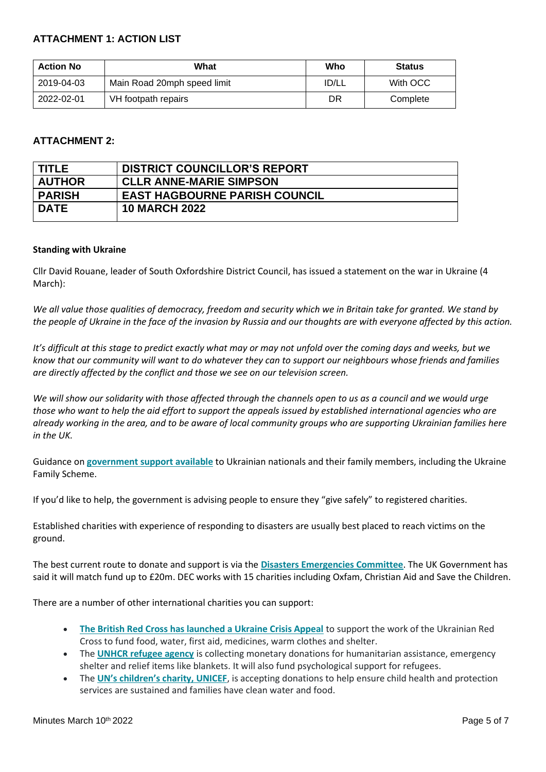## ATTACHMENT 1: ACTION LIST

| Action No | What | Who | Status |
|---|---|---|---|
| 2019-04-03 | Main Road 20mph speed limit | ID/LL | With OCC |
| 2022-02-01 | VH footpath repairs | DR | Complete |

## ATTACHMENT 2:

| TITLE | DISTRICT COUNCILLOR'S REPORT |
|---|---|
| AUTHOR | CLLR ANNE-MARIE SIMPSON |
| PARISH | EAST HAGBOURNE PARISH COUNCIL |
| DATE | 10 MARCH 2022 |

**Standing with Ukraine**

Cllr David Rouane, leader of South Oxfordshire District Council, has issued a statement on the war in Ukraine (4 March):

*We all value those qualities of democracy, freedom and security which we in Britain take for granted. We stand by the people of Ukraine in the face of the invasion by Russia and our thoughts are with everyone affected by this action.*

*It's difficult at this stage to predict exactly what may or may not unfold over the coming days and weeks, but we know that our community will want to do whatever they can to support our neighbours whose friends and families are directly affected by the conflict and those we see on our television screen.*

*We will show our solidarity with those affected through the channels open to us as a council and we would urge those who want to help the aid effort to support the appeals issued by established international agencies who are already working in the area, and to be aware of local community groups who are supporting Ukrainian families here in the UK.*

Guidance on **government support available** to Ukrainian nationals and their family members, including the Ukraine Family Scheme.

If you'd like to help, the government is advising people to ensure they "give safely" to registered charities.

Established charities with experience of responding to disasters are usually best placed to reach victims on the ground.

The best current route to donate and support is via the **Disasters Emergencies Committee**. The UK Government has said it will match fund up to £20m. DEC works with 15 charities including Oxfam, Christian Aid and Save the Children.

There are a number of other international charities you can support:

- **The British Red Cross has launched a Ukraine Crisis Appeal** to support the work of the Ukrainian Red Cross to fund food, water, first aid, medicines, warm clothes and shelter.
- The **UNHCR refugee agency** is collecting monetary donations for humanitarian assistance, emergency shelter and relief items like blankets. It will also fund psychological support for refugees.
- The **UN's children's charity, UNICEF**, is accepting donations to help ensure child health and protection services are sustained and families have clean water and food.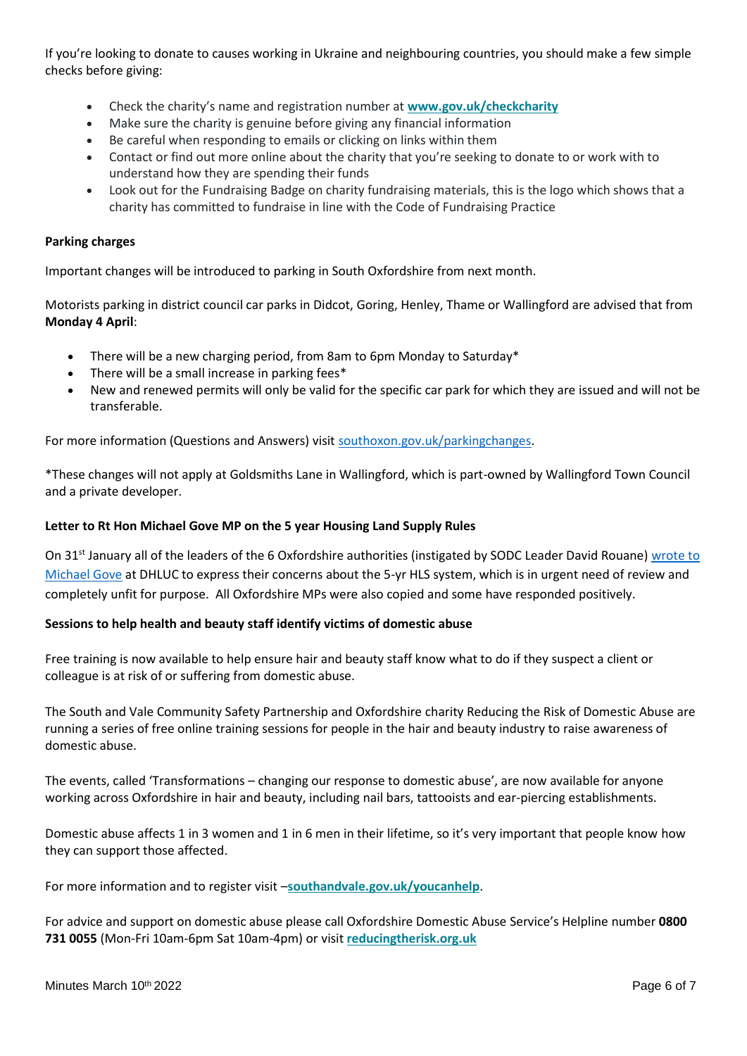If you're looking to donate to causes working in Ukraine and neighbouring countries, you should make a few simple checks before giving:

- Check the charity's name and registration number at **www.gov.uk/checkcharity**
- Make sure the charity is genuine before giving any financial information
- Be careful when responding to emails or clicking on links within them
- Contact or find out more online about the charity that you're seeking to donate to or work with to understand how they are spending their funds
- Look out for the Fundraising Badge on charity fundraising materials, this is the logo which shows that a charity has committed to fundraise in line with the Code of Fundraising Practice

**Parking charges**

Important changes will be introduced to parking in South Oxfordshire from next month.

Motorists parking in district council car parks in Didcot, Goring, Henley, Thame or Wallingford are advised that from **Monday 4 April**:

- There will be a new charging period, from 8am to 6pm Monday to Saturday*
- There will be a small increase in parking fees*
- New and renewed permits will only be valid for the specific car park for which they are issued and will not be transferable.

For more information (Questions and Answers) visit southoxon.gov.uk/parkingchanges.

*These changes will not apply at Goldsmiths Lane in Wallingford, which is part-owned by Wallingford Town Council and a private developer.

**Letter to Rt Hon Michael Gove MP on the 5 year Housing Land Supply Rules**

On 31st January all of the leaders of the 6 Oxfordshire authorities (instigated by SODC Leader David Rouane) wrote to Michael Gove at DHLUC to express their concerns about the 5-yr HLS system, which is in urgent need of review and completely unfit for purpose. All Oxfordshire MPs were also copied and some have responded positively.

**Sessions to help health and beauty staff identify victims of domestic abuse**

Free training is now available to help ensure hair and beauty staff know what to do if they suspect a client or colleague is at risk of or suffering from domestic abuse.

The South and Vale Community Safety Partnership and Oxfordshire charity Reducing the Risk of Domestic Abuse are running a series of free online training sessions for people in the hair and beauty industry to raise awareness of domestic abuse.

The events, called 'Transformations – changing our response to domestic abuse', are now available for anyone working across Oxfordshire in hair and beauty, including nail bars, tattooists and ear-piercing establishments.

Domestic abuse affects 1 in 3 women and 1 in 6 men in their lifetime, so it's very important that people know how they can support those affected.

For more information and to register visit –**southandvale.gov.uk/youcanhelp**.

For advice and support on domestic abuse please call Oxfordshire Domestic Abuse Service's Helpline number **0800 731 0055** (Mon-Fri 10am-6pm Sat 10am-4pm) or visit **reducingtherisk.org.uk**

Minutes March 10th 2022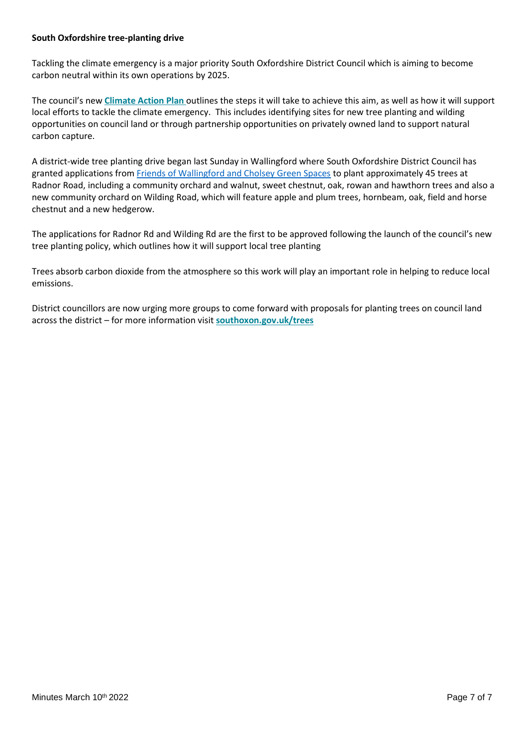**South Oxfordshire tree-planting drive**

Tackling the climate emergency is a major priority South Oxfordshire District Council which is aiming to become carbon neutral within its own operations by 2025.

The council's new **Climate Action Plan** outlines the steps it will take to achieve this aim, as well as how it will support local efforts to tackle the climate emergency. This includes identifying sites for new tree planting and wilding opportunities on council land or through partnership opportunities on privately owned land to support natural carbon capture.

A district-wide tree planting drive began last Sunday in Wallingford where South Oxfordshire District Council has granted applications from Friends of Wallingford and Cholsey Green Spaces to plant approximately 45 trees at Radnor Road, including a community orchard and walnut, sweet chestnut, oak, rowan and hawthorn trees and also a new community orchard on Wilding Road, which will feature apple and plum trees, hornbeam, oak, field and horse chestnut and a new hedgerow.

The applications for Radnor Rd and Wilding Rd are the first to be approved following the launch of the council's new tree planting policy, which outlines how it will support local tree planting

Trees absorb carbon dioxide from the atmosphere so this work will play an important role in helping to reduce local emissions.

District councillors are now urging more groups to come forward with proposals for planting trees on council land across the district – for more information visit **southoxon.gov.uk/trees**